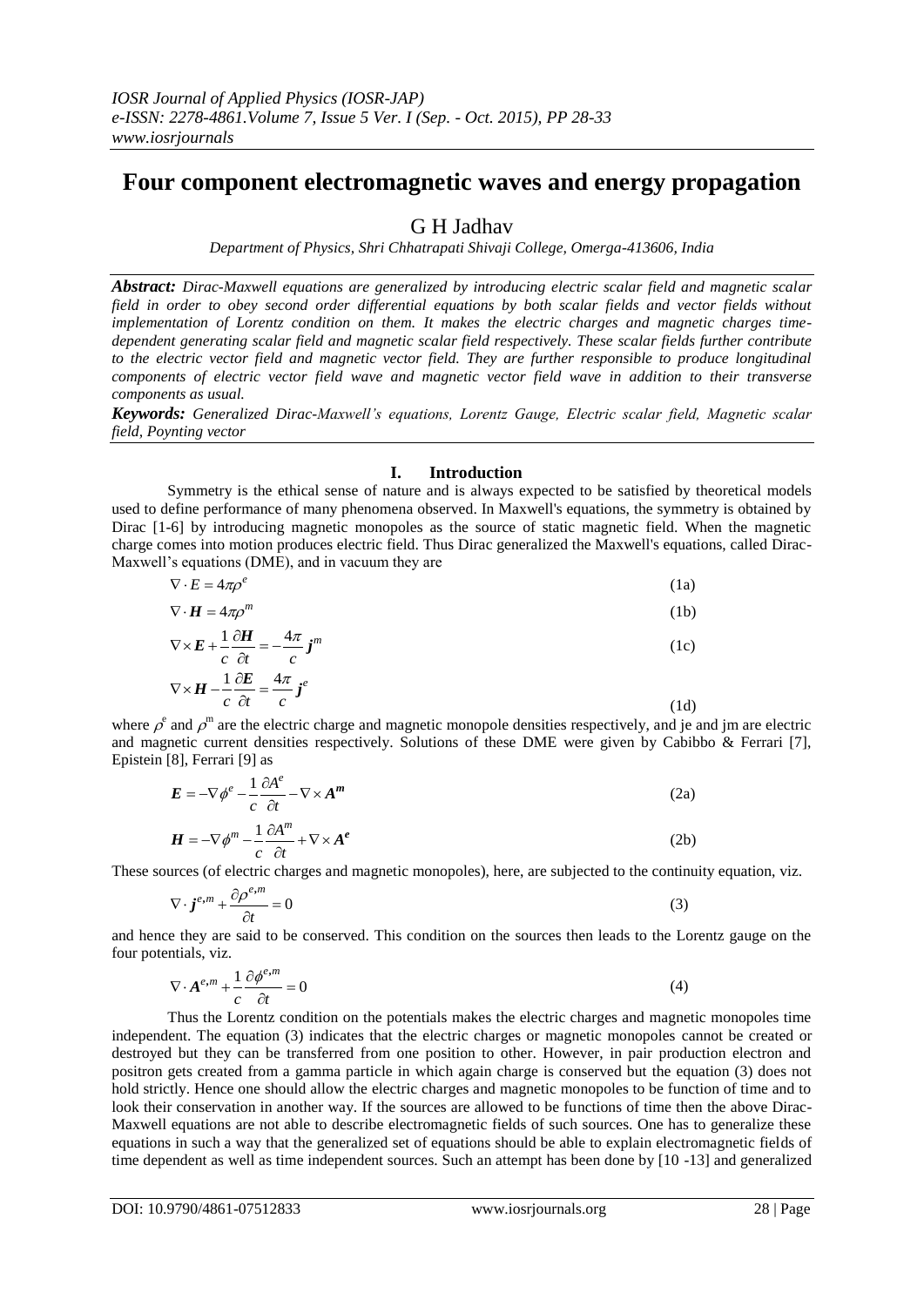# Four component electromagnetic waves and energy propagation

G H Jadhav

*Department of Physics, Shri Chhatrapati Shivaji College, Omerga-413606, India*

***Abstract:*** *Dirac-Maxwell equations are generalized by introducing electric scalar field and magnetic scalar field in order to obey second order differential equations by both scalar fields and vector fields without implementation of Lorentz condition on them. It makes the electric charges and magnetic charges time-dependent generating scalar field and magnetic scalar field respectively. These scalar fields further contribute to the electric vector field and magnetic vector field. They are further responsible to produce longitudinal components of electric vector field wave and magnetic vector field wave in addition to their transverse components as usual.*

***Keywords:*** *Generalized Dirac-Maxwell's equations, Lorentz Gauge, Electric scalar field, Magnetic scalar field, Poynting vector*

## I. Introduction

Symmetry is the ethical sense of nature and is always expected to be satisfied by theoretical models used to define performance of many phenomena observed. In Maxwell's equations, the symmetry is obtained by Dirac [1-6] by introducing magnetic monopoles as the source of static magnetic field. When the magnetic charge comes into motion produces electric field. Thus Dirac generalized the Maxwell's equations, called Dirac-Maxwell's equations (DME), and in vacuum they are

$$\nabla \cdot E = 4\pi\rho^{e} \tag{1a}$$

$$\nabla \cdot \boldsymbol{H} = 4\pi\rho^{m} \tag{1b}$$

$$\nabla \times \boldsymbol{E} + \frac{1}{c}\frac{\partial \boldsymbol{H}}{\partial t} = -\frac{4\pi}{c}\boldsymbol{j}^{m} \tag{1c}$$

$$\nabla \times \boldsymbol{H} - \frac{1}{c}\frac{\partial \boldsymbol{E}}{\partial t} = \frac{4\pi}{c}\boldsymbol{j}^{e} \tag{1d}$$

where $\rho^{e}$ and $\rho^{m}$ are the electric charge and magnetic monopole densities respectively, and je and jm are electric and magnetic current densities respectively. Solutions of these DME were given by Cabibbo & Ferrari [7], Epistein [8], Ferrari [9] as

$$\boldsymbol{E} = -\nabla\phi^{e} - \frac{1}{c}\frac{\partial A^{e}}{\partial t} - \nabla \times \boldsymbol{A}^{\boldsymbol{m}} \tag{2a}$$

$$\boldsymbol{H} = -\nabla\phi^{m} - \frac{1}{c}\frac{\partial A^{m}}{\partial t} + \nabla \times \boldsymbol{A}^{\boldsymbol{e}} \tag{2b}$$

These sources (of electric charges and magnetic monopoles), here, are subjected to the continuity equation, viz.

$$\nabla \cdot \boldsymbol{j}^{e,m} + \frac{\partial \rho^{e,m}}{\partial t} = 0 \tag{3}$$

and hence they are said to be conserved. This condition on the sources then leads to the Lorentz gauge on the four potentials, viz.

$$\nabla \cdot \boldsymbol{A}^{e,m} + \frac{1}{c}\frac{\partial \phi^{e,m}}{\partial t} = 0 \tag{4}$$

Thus the Lorentz condition on the potentials makes the electric charges and magnetic monopoles time independent. The equation (3) indicates that the electric charges or magnetic monopoles cannot be created or destroyed but they can be transferred from one position to other. However, in pair production electron and positron gets created from a gamma particle in which again charge is conserved but the equation (3) does not hold strictly. Hence one should allow the electric charges and magnetic monopoles to be function of time and to look their conservation in another way. If the sources are allowed to be functions of time then the above Dirac-Maxwell equations are not able to describe electromagnetic fields of such sources. One has to generalize these equations in such a way that the generalized set of equations should be able to explain electromagnetic fields of time dependent as well as time independent sources. Such an attempt has been done by [10 -13] and generalized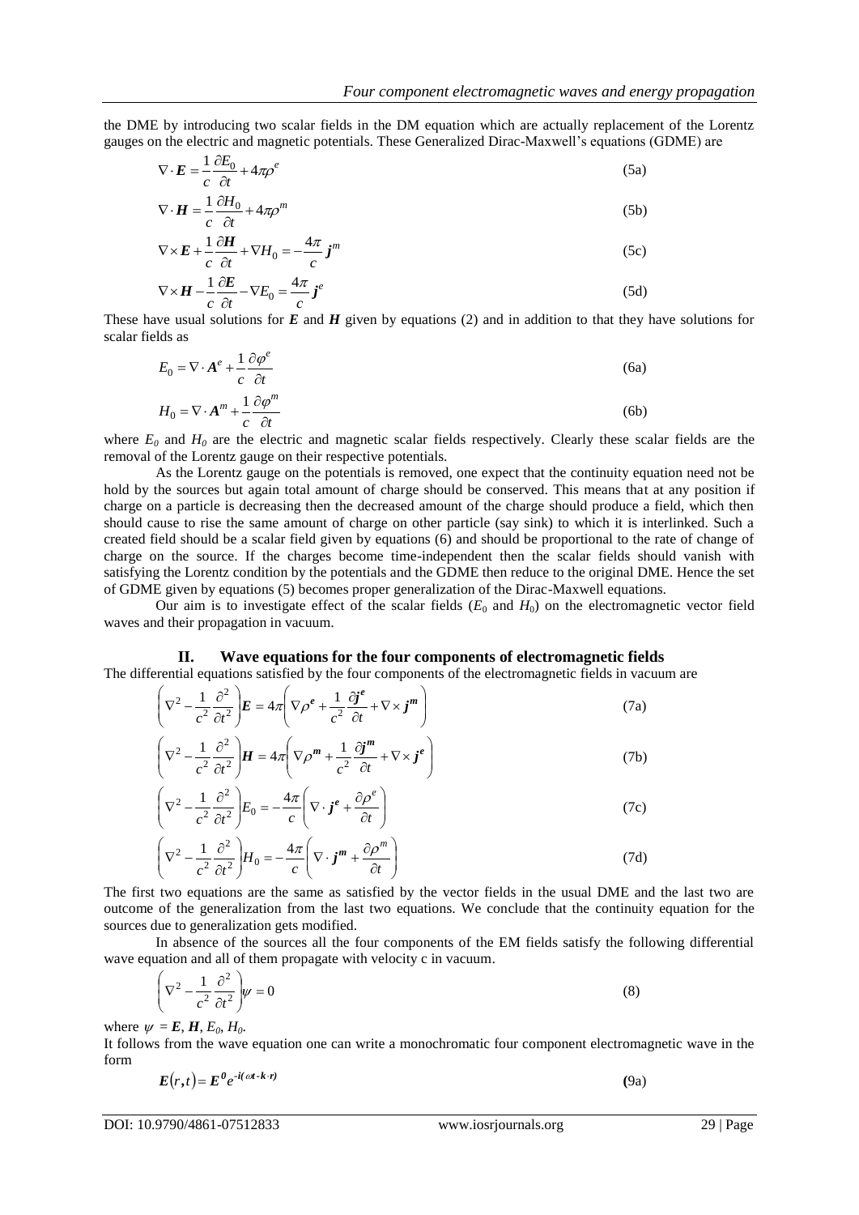the DME by introducing two scalar fields in the DM equation which are actually replacement of the Lorentz gauges on the electric and magnetic potentials. These Generalized Dirac-Maxwell's equations (GDME) are

$$\nabla\cdot\boldsymbol{E}=\frac{1}{c}\frac{\partial E_0}{\partial t}+4\pi\rho^{e} \tag{5a}$$

$$\nabla\cdot\boldsymbol{H}=\frac{1}{c}\frac{\partial H_0}{\partial t}+4\pi\rho^{m} \tag{5b}$$

$$\nabla\times\boldsymbol{E}+\frac{1}{c}\frac{\partial\boldsymbol{H}}{\partial t}+\nabla H_0=-\frac{4\pi}{c}\boldsymbol{j}^{m} \tag{5c}$$

$$\nabla\times\boldsymbol{H}-\frac{1}{c}\frac{\partial\boldsymbol{E}}{\partial t}-\nabla E_0=\frac{4\pi}{c}\boldsymbol{j}^{e} \tag{5d}$$

These have usual solutions for $\boldsymbol{E}$ and $\boldsymbol{H}$ given by equations (2) and in addition to that they have solutions for scalar fields as

$$E_0=\nabla\cdot\boldsymbol{A}^{e}+\frac{1}{c}\frac{\partial\varphi^{e}}{\partial t} \tag{6a}$$

$$H_0=\nabla\cdot\boldsymbol{A}^{m}+\frac{1}{c}\frac{\partial\varphi^{m}}{\partial t} \tag{6b}$$

where $E_0$ and $H_0$ are the electric and magnetic scalar fields respectively. Clearly these scalar fields are the removal of the Lorentz gauge on their respective potentials.

As the Lorentz gauge on the potentials is removed, one expect that the continuity equation need not be hold by the sources but again total amount of charge should be conserved. This means that at any position if charge on a particle is decreasing then the decreased amount of the charge should produce a field, which then should cause to rise the same amount of charge on other particle (say sink) to which it is interlinked. Such a created field should be a scalar field given by equations (6) and should be proportional to the rate of change of charge on the source. If the charges become time-independent then the scalar fields should vanish with satisfying the Lorentz condition by the potentials and the GDME then reduce to the original DME. Hence the set of GDME given by equations (5) becomes proper generalization of the Dirac-Maxwell equations.

Our aim is to investigate effect of the scalar fields ($E_0$ and $H_0$) on the electromagnetic vector field waves and their propagation in vacuum.

## II. Wave equations for the four components of electromagnetic fields

The differential equations satisfied by the four components of the electromagnetic fields in vacuum are

$$\left(\nabla^2-\frac{1}{c^2}\frac{\partial^2}{\partial t^2}\right)\boldsymbol{E}=4\pi\left(\nabla\rho^{\boldsymbol{e}}+\frac{1}{c^2}\frac{\partial\boldsymbol{j}^{\boldsymbol{e}}}{\partial t}+\nabla\times\boldsymbol{j}^{\boldsymbol{m}}\right) \tag{7a}$$

$$\left(\nabla^2-\frac{1}{c^2}\frac{\partial^2}{\partial t^2}\right)\boldsymbol{H}=4\pi\left(\nabla\rho^{\boldsymbol{m}}+\frac{1}{c^2}\frac{\partial\boldsymbol{j}^{\boldsymbol{m}}}{\partial t}+\nabla\times\boldsymbol{j}^{\boldsymbol{e}}\right) \tag{7b}$$

$$\left(\nabla^2-\frac{1}{c^2}\frac{\partial^2}{\partial t^2}\right)E_0=-\frac{4\pi}{c}\left(\nabla\cdot\boldsymbol{j}^{\boldsymbol{e}}+\frac{\partial\rho^{e}}{\partial t}\right) \tag{7c}$$

$$\left(\nabla^2-\frac{1}{c^2}\frac{\partial^2}{\partial t^2}\right)H_0=-\frac{4\pi}{c}\left(\nabla\cdot\boldsymbol{j}^{\boldsymbol{m}}+\frac{\partial\rho^{m}}{\partial t}\right) \tag{7d}$$

The first two equations are the same as satisfied by the vector fields in the usual DME and the last two are outcome of the generalization from the last two equations. We conclude that the continuity equation for the sources due to generalization gets modified.

In absence of the sources all the four components of the EM fields satisfy the following differential wave equation and all of them propagate with velocity c in vacuum.

$$\left(\nabla^2-\frac{1}{c^2}\frac{\partial^2}{\partial t^2}\right)\psi=0 \tag{8}$$

where $\psi=\boldsymbol{E},\boldsymbol{H},E_0,H_0$.

It follows from the wave equation one can write a monochromatic four component electromagnetic wave in the form

$$\boldsymbol{E}(r,t)=\boldsymbol{E}^{0}e^{-i(\omega t-\boldsymbol{k}\cdot\boldsymbol{r})} \tag{9a}$$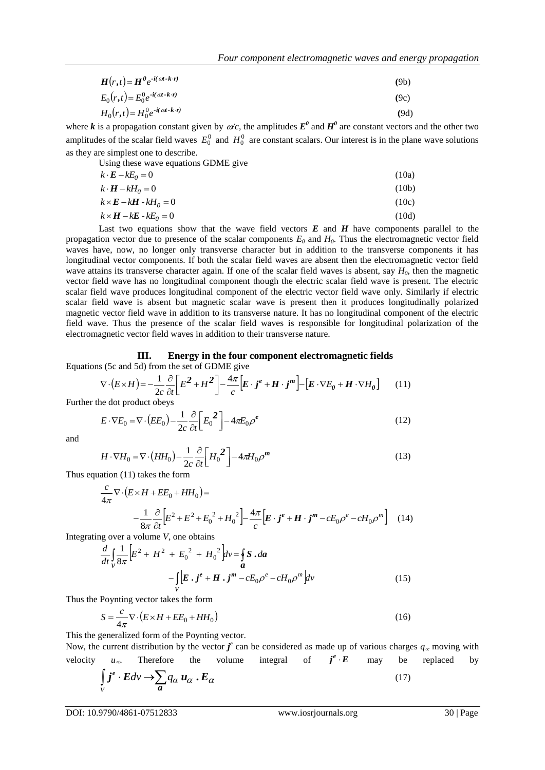$$H(r,t) = H^0 e^{-i(\omega t - k \cdot r)} \tag{9b}$$

$$E_0(r,t) = E_0^0 e^{-i(\omega t - k \cdot r)} \tag{9c}$$

$$H_0(r,t) = H_0^0 e^{-i(\omega t - k \cdot r)} \tag{9d}$$

where $\boldsymbol{k}$ is a propagation constant given by $\omega/c$, the amplitudes $\boldsymbol{E^0}$ and $\boldsymbol{H^0}$ are constant vectors and the other two amplitudes of the scalar field waves $E_0^0$ and $H_0^0$ are constant scalars. Our interest is in the plane wave solutions as they are simplest one to describe.

Using these wave equations GDME give

$$k \cdot \boldsymbol{E} - kE_0 = 0 \tag{10a}$$

$$k \cdot \boldsymbol{H} - kH_0 = 0 \tag{10b}$$

$$k \times \boldsymbol{E} - k\boldsymbol{H} - kH_0 = 0 \tag{10c}$$

$$k \times \boldsymbol{H} - k\boldsymbol{E} - kE_0 = 0 \tag{10d}$$

Last two equations show that the wave field vectors $\boldsymbol{E}$ and $\boldsymbol{H}$ have components parallel to the propagation vector due to presence of the scalar components $E_0$ and $H_0$. Thus the electromagnetic vector field waves have, now, no longer only transverse character but in addition to the transverse components it has longitudinal vector components. If both the scalar field waves are absent then the electromagnetic vector field wave attains its transverse character again. If one of the scalar field waves is absent, say $H_0$, then the magnetic vector field wave has no longitudinal component though the electric scalar field wave is present. The electric scalar field wave produces longitudinal component of the electric vector field wave only. Similarly if electric scalar field wave is absent but magnetic scalar wave is present then it produces longitudinally polarized magnetic vector field wave in addition to its transverse nature. It has no longitudinal component of the electric field wave. Thus the presence of the scalar field waves is responsible for longitudinal polarization of the electromagnetic vector field waves in addition to their transverse nature.

## III. Energy in the four component electromagnetic fields

Equations (5c and 5d) from the set of GDME give

$$\nabla \cdot (E \times H) = -\frac{1}{2c}\frac{\partial}{\partial t}\left[E^2 + H^2\right] - \frac{4\pi}{c}\left[\boldsymbol{E} \cdot \boldsymbol{j^e} + \boldsymbol{H} \cdot \boldsymbol{j^m}\right] - \left[\boldsymbol{E} \cdot \nabla E_0 + \boldsymbol{H} \cdot \nabla H_0\right] \tag{11}$$

Further the dot product obeys

$$E \cdot \nabla E_0 = \nabla \cdot (EE_0) - \frac{1}{2c}\frac{\partial}{\partial t}\left[E_0^2\right] - 4\pi E_0 \rho^e \tag{12}$$

and

$$H \cdot \nabla H_0 = \nabla \cdot (HH_0) - \frac{1}{2c}\frac{\partial}{\partial t}\left[H_0^2\right] - 4\pi H_0 \rho^m \tag{13}$$

Thus equation (11) takes the form

$$\frac{c}{4\pi}\nabla \cdot (E \times H + EE_0 + HH_0) = -\frac{1}{8\pi}\frac{\partial}{\partial t}\left[E^2 + E^2 + E_0^2 + H_0^2\right] - \frac{4\pi}{c}\left[\boldsymbol{E} \cdot \boldsymbol{j^e} + \boldsymbol{H} \cdot \boldsymbol{j^m} - cE_0\rho^e - cH_0\rho^m\right] \tag{14}$$

Integrating over a volume $V$, one obtains

$$\frac{d}{dt}\int_V \frac{1}{8\pi}\left[E^2 + H^2 + E_0^2 + H_0^2\right]dv = \oint_a \boldsymbol{S} \cdot d\boldsymbol{a} - \int_V \left[\boldsymbol{E} \cdot \boldsymbol{j^e} + \boldsymbol{H} \cdot \boldsymbol{j^m} - cE_0\rho^e - cH_0\rho^m\right]dv \tag{15}$$

Thus the Poynting vector takes the form

$$S = \frac{c}{4\pi}\nabla \cdot (E \times H + EE_0 + HH_0) \tag{16}$$

This the generalized form of the Poynting vector.

Now, the current distribution by the vector $\boldsymbol{j^e}$ can be considered as made up of various charges $q_\alpha$ moving with velocity $u_\alpha$. Therefore the volume integral of $\boldsymbol{j^e} \cdot \boldsymbol{E}$ may be replaced by

$$\int_V \boldsymbol{j^e} \cdot \boldsymbol{E} dv \rightarrow \sum_a q_\alpha \boldsymbol{u_\alpha} \cdot \boldsymbol{E_\alpha} \tag{17}$$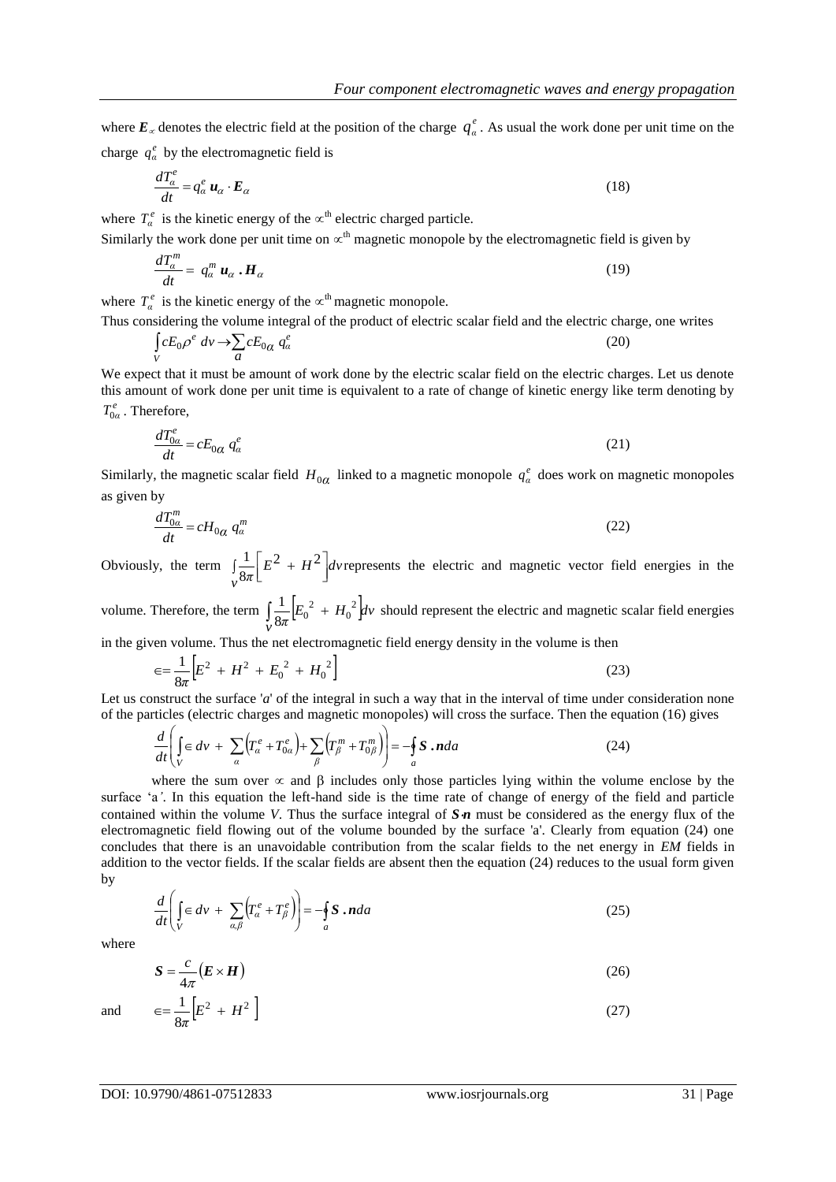where $\boldsymbol{E}_{\propto}$ denotes the electric field at the position of the charge $q_{\alpha}^{e}$. As usual the work done per unit time on the charge $q_{\alpha}^{e}$ by the electromagnetic field is

$$\frac{dT_{\alpha}^{e}}{dt} = q_{\alpha}^{e}\,\boldsymbol{u}_{\alpha}\cdot\boldsymbol{E}_{\alpha} \tag{18}$$

where $T_{\alpha}^{e}$ is the kinetic energy of the $\propto^{\text{th}}$ electric charged particle.

Similarly the work done per unit time on $\propto^{\text{th}}$ magnetic monopole by the electromagnetic field is given by

$$\frac{dT_{\alpha}^{m}}{dt} = q_{\alpha}^{m}\,\boldsymbol{u}_{\alpha}\,.\,\boldsymbol{H}_{\alpha} \tag{19}$$

where $T_{\alpha}^{e}$ is the kinetic energy of the $\propto^{\text{th}}$ magnetic monopole.

Thus considering the volume integral of the product of electric scalar field and the electric charge, one writes

$$\int_{V} cE_{0}\rho^{e}\,dv \rightarrow \sum_{a} cE_{0\alpha}\,q_{\alpha}^{e} \tag{20}$$

We expect that it must be amount of work done by the electric scalar field on the electric charges. Let us denote this amount of work done per unit time is equivalent to a rate of change of kinetic energy like term denoting by $T_{0\alpha}^{e}$. Therefore,

$$\frac{dT_{0\alpha}^{e}}{dt} = cE_{0\alpha}\,q_{\alpha}^{e} \tag{21}$$

Similarly, the magnetic scalar field $H_{0\alpha}$ linked to a magnetic monopole $q_{\alpha}^{e}$ does work on magnetic monopoles as given by

$$\frac{dT_{0\alpha}^{m}}{dt} = cH_{0\alpha}\,q_{\alpha}^{m} \tag{22}$$

Obviously, the term $\int_{V}\frac{1}{8\pi}\left[E^{2} + H^{2}\right]dv$ represents the electric and magnetic vector field energies in the volume. Therefore, the term $\int_{V}\frac{1}{8\pi}\left[E_{0}^{\,2} + H_{0}^{\,2}\right]dv$ should represent the electric and magnetic scalar field energies in the given volume. Thus the net electromagnetic field energy density in the volume is then

$$\in = \frac{1}{8\pi}\left[E^{2} + H^{2} + E_{0}^{\,2} + H_{0}^{\,2}\right] \tag{23}$$

Let us construct the surface '*a*' of the integral in such a way that in the interval of time under consideration none of the particles (electric charges and magnetic monopoles) will cross the surface. Then the equation (16) gives

$$\frac{d}{dt}\left(\int_{V}\in dv + \sum_{\alpha}\left(T_{\alpha}^{e} + T_{0\alpha}^{e}\right) + \sum_{\beta}\left(T_{\beta}^{m} + T_{0\beta}^{m}\right)\right) = -\oint_{a}\boldsymbol{S}\,.\,\boldsymbol{n}da \tag{24}$$

where the sum over $\propto$ and β includes only those particles lying within the volume enclose by the surface 'a'. In this equation the left-hand side is the time rate of change of energy of the field and particle contained within the volume *V*. Thus the surface integral of $\boldsymbol{S}\cdot\boldsymbol{n}$ must be considered as the energy flux of the electromagnetic field flowing out of the volume bounded by the surface 'a'. Clearly from equation (24) one concludes that there is an unavoidable contribution from the scalar fields to the net energy in *EM* fields in addition to the vector fields. If the scalar fields are absent then the equation (24) reduces to the usual form given by

$$\frac{d}{dt}\left(\int_{V}\in dv + \sum_{\alpha,\beta}\left(T_{\alpha}^{e} + T_{\beta}^{e}\right)\right) = -\oint_{a}\boldsymbol{S}\,.\,\boldsymbol{n}da \tag{25}$$

where

$$\boldsymbol{S} = \frac{c}{4\pi}\left(\boldsymbol{E}\times\boldsymbol{H}\right) \tag{26}$$

and

$$\in = \frac{1}{8\pi}\left[E^{2} + H^{2}\right] \tag{27}$$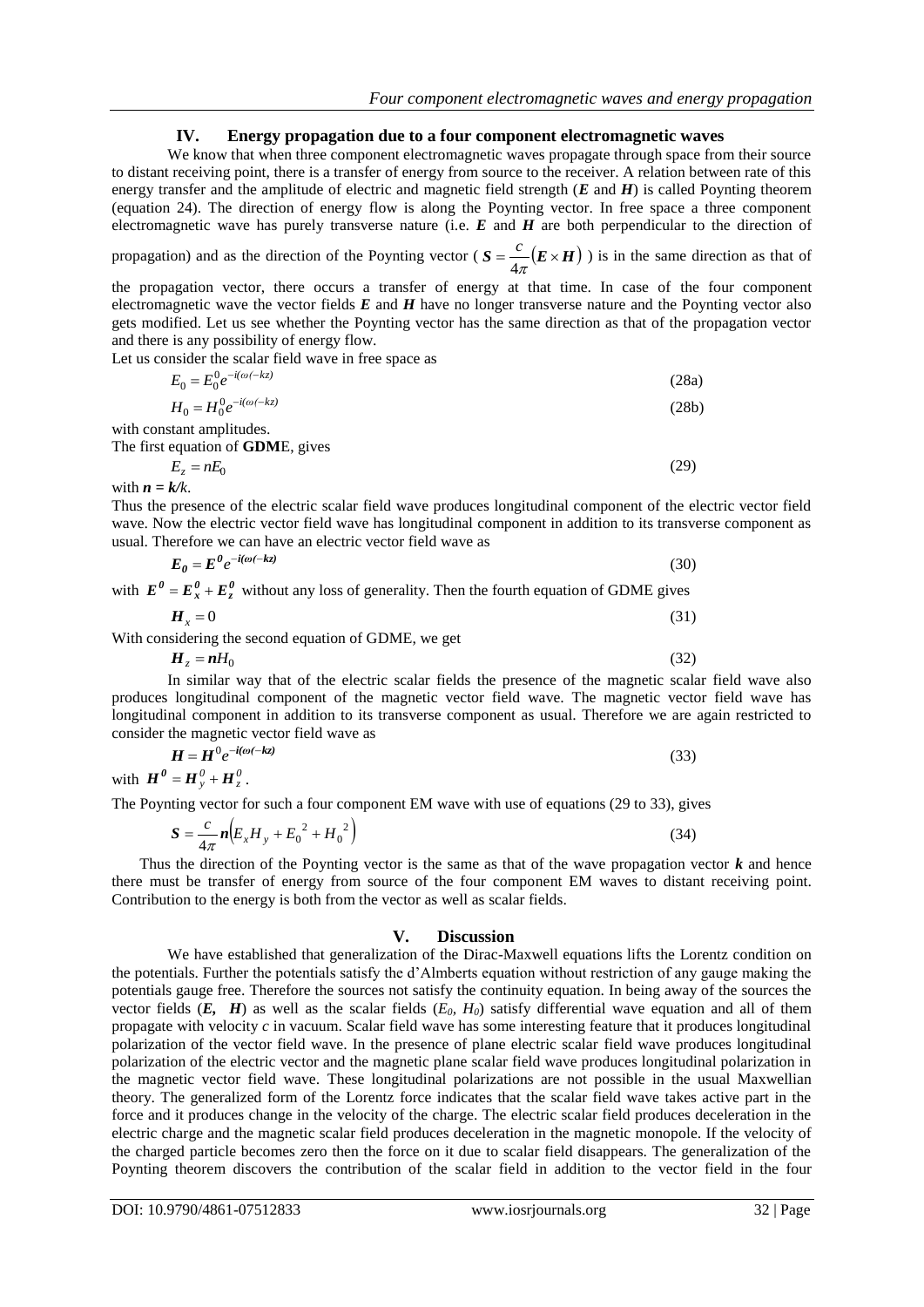## IV. Energy propagation due to a four component electromagnetic waves

We know that when three component electromagnetic waves propagate through space from their source to distant receiving point, there is a transfer of energy from source to the receiver. A relation between rate of this energy transfer and the amplitude of electric and magnetic field strength ($\boldsymbol{E}$ and $\boldsymbol{H}$) is called Poynting theorem (equation 24). The direction of energy flow is along the Poynting vector. In free space a three component electromagnetic wave has purely transverse nature (i.e. $\boldsymbol{E}$ and $\boldsymbol{H}$ are both perpendicular to the direction of propagation) and as the direction of the Poynting vector ( $\boldsymbol{S} = \frac{c}{4\pi}(\boldsymbol{E} \times \boldsymbol{H})$ ) is in the same direction as that of the propagation vector, there occurs a transfer of energy at that time. In case of the four component electromagnetic wave the vector fields $\boldsymbol{E}$ and $\boldsymbol{H}$ have no longer transverse nature and the Poynting vector also gets modified. Let us see whether the Poynting vector has the same direction as that of the propagation vector and there is any possibility of energy flow.

Let us consider the scalar field wave in free space as

$$E_0 = E_0^0 e^{-i(\omega t - kz)} \tag{28a}$$

$$H_0 = H_0^0 e^{-i(\omega t - kz)} \tag{28b}$$

with constant amplitudes.

The first equation of **GDM**E, gives

$$E_z = nE_0 \tag{29}$$

with $\boldsymbol{n} = \boldsymbol{k}/k$.

Thus the presence of the electric scalar field wave produces longitudinal component of the electric vector field wave. Now the electric vector field wave has longitudinal component in addition to its transverse component as usual. Therefore we can have an electric vector field wave as

$$\boldsymbol{E_0} = \boldsymbol{E^0} e^{-i(\omega t - kz)} \tag{30}$$

with $\boldsymbol{E^0} = \boldsymbol{E_x^0} + \boldsymbol{E_z^0}$ without any loss of generality. Then the fourth equation of GDME gives

$$\boldsymbol{H}_x = 0 \tag{31}$$

With considering the second equation of GDME, we get

$$\boldsymbol{H}_z = \boldsymbol{n}H_0 \tag{32}$$

In similar way that of the electric scalar fields the presence of the magnetic scalar field wave also produces longitudinal component of the magnetic vector field wave. The magnetic vector field wave has longitudinal component in addition to its transverse component as usual. Therefore we are again restricted to consider the magnetic vector field wave as

$$\boldsymbol{H} = \boldsymbol{H}^0 e^{-i(\omega t - kz)} \tag{33}$$

with $\boldsymbol{H^0} = \boldsymbol{H}_y^0 + \boldsymbol{H}_z^0$.

The Poynting vector for such a four component EM wave with use of equations (29 to 33), gives

$$\boldsymbol{S} = \frac{c}{4\pi}\boldsymbol{n}\left(E_x H_y + E_0^{\ 2} + H_0^{\ 2}\right) \tag{34}$$

Thus the direction of the Poynting vector is the same as that of the wave propagation vector $\boldsymbol{k}$ and hence there must be transfer of energy from source of the four component EM waves to distant receiving point. Contribution to the energy is both from the vector as well as scalar fields.

## V. Discussion

We have established that generalization of the Dirac-Maxwell equations lifts the Lorentz condition on the potentials. Further the potentials satisfy the d'Almberts equation without restriction of any gauge making the potentials gauge free. Therefore the sources not satisfy the continuity equation. In being away of the sources the vector fields ($\boldsymbol{E}$, $\boldsymbol{H}$) as well as the scalar fields ($E_0$, $H_0$) satisfy differential wave equation and all of them propagate with velocity $c$ in vacuum. Scalar field wave has some interesting feature that it produces longitudinal polarization of the vector field wave. In the presence of plane electric scalar field wave produces longitudinal polarization of the electric vector and the magnetic plane scalar field wave produces longitudinal polarization in the magnetic vector field wave. These longitudinal polarizations are not possible in the usual Maxwellian theory. The generalized form of the Lorentz force indicates that the scalar field wave takes active part in the force and it produces change in the velocity of the charge. The electric scalar field produces deceleration in the electric charge and the magnetic scalar field produces deceleration in the magnetic monopole. If the velocity of the charged particle becomes zero then the force on it due to scalar field disappears. The generalization of the Poynting theorem discovers the contribution of the scalar field in addition to the vector field in the four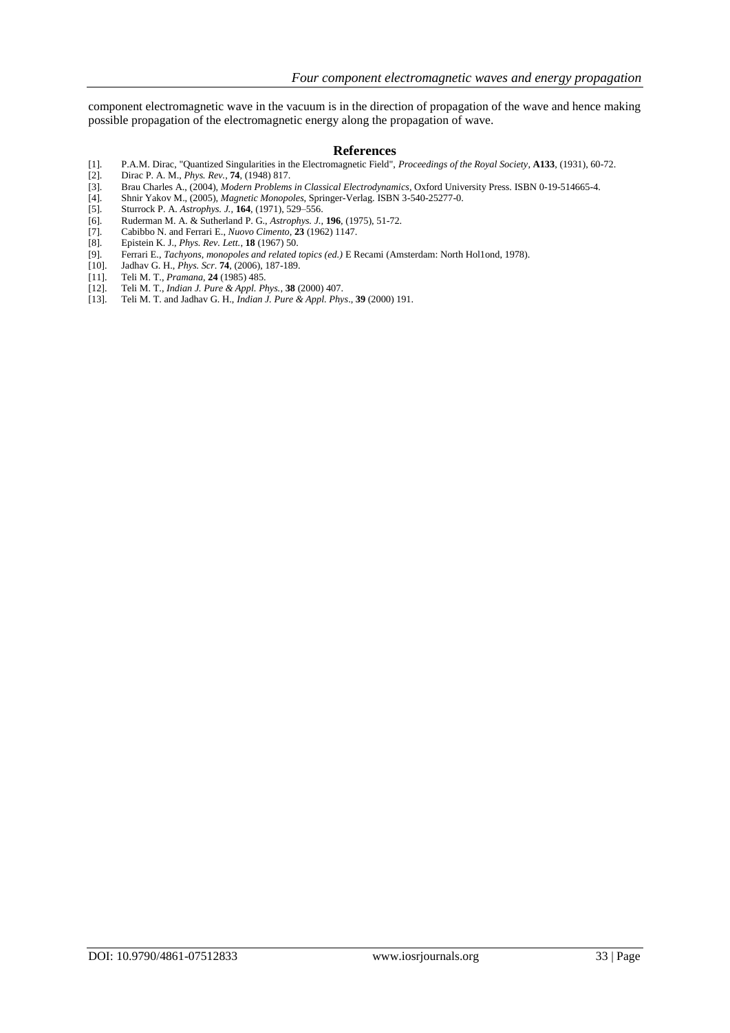component electromagnetic wave in the vacuum is in the direction of propagation of the wave and hence making possible propagation of the electromagnetic energy along the propagation of wave.

## References

[1]. P.A.M. Dirac, "Quantized Singularities in the Electromagnetic Field", *Proceedings of the Royal Society*, **A133**, (1931), 60-72.

[2]. Dirac P. A. M., *Phys. Rev.*, **74**, (1948) 817.

[3]. Brau Charles A., (2004), *Modern Problems in Classical Electrodynamics*, Oxford University Press. ISBN 0-19-514665-4.

[4]. Shnir Yakov M., (2005), *Magnetic Monopoles*, Springer-Verlag. ISBN 3-540-25277-0.

[5]. Sturrock P. A. *Astrophys. J.*, **164**, (1971), 529–556.

[6]. Ruderman M. A. & Sutherland P. G., *Astrophys. J.*, **196**, (1975), 51-72.

[7]. Cabibbo N. and Ferrari E., *Nuovo Cimento*, **23** (1962) 1147.

[8]. Epistein K. J., *Phys. Rev. Lett.*, **18** (1967) 50.

[9]. Ferrari E., *Tachyons, monopoles and related topics (ed.)* E Recami (Amsterdam: North Hol1ond, 1978).

[10]. Jadhav G. H., *Phys. Scr*. **74**, (2006), 187-189.

[11]. Teli M. T., *Pramana*, **24** (1985) 485.

[12]. Teli M. T., *Indian J. Pure & Appl. Phys.*, **38** (2000) 407.

[13]. Teli M. T. and Jadhav G. H., *Indian J. Pure & Appl. Phys*., **39** (2000) 191.